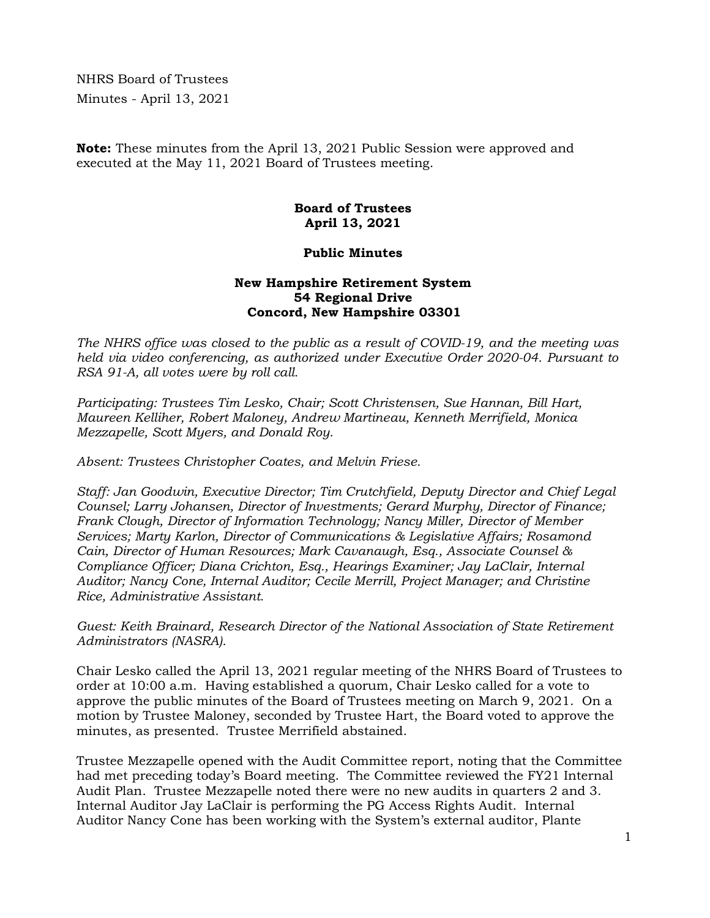NHRS Board of Trustees

Minutes - April 13, 2021

**Note:** These minutes from the April 13, 2021 Public Session were approved and executed at the May 11, 2021 Board of Trustees meeting.

**Board of Trustees**
**April 13, 2021**

**Public Minutes**

**New Hampshire Retirement System**
**54 Regional Drive**
**Concord, New Hampshire 03301**

*The NHRS office was closed to the public as a result of COVID-19, and the meeting was held via video conferencing, as authorized under Executive Order 2020-04. Pursuant to RSA 91-A, all votes were by roll call.*

*Participating: Trustees Tim Lesko, Chair; Scott Christensen, Sue Hannan, Bill Hart, Maureen Kelliher, Robert Maloney, Andrew Martineau, Kenneth Merrifield, Monica Mezzapelle, Scott Myers, and Donald Roy.*

*Absent: Trustees Christopher Coates, and Melvin Friese.*

*Staff: Jan Goodwin, Executive Director; Tim Crutchfield, Deputy Director and Chief Legal Counsel; Larry Johansen, Director of Investments; Gerard Murphy, Director of Finance; Frank Clough, Director of Information Technology; Nancy Miller, Director of Member Services; Marty Karlon, Director of Communications & Legislative Affairs; Rosamond Cain, Director of Human Resources; Mark Cavanaugh, Esq., Associate Counsel & Compliance Officer; Diana Crichton, Esq., Hearings Examiner; Jay LaClair, Internal Auditor; Nancy Cone, Internal Auditor; Cecile Merrill, Project Manager; and Christine Rice, Administrative Assistant.*

*Guest: Keith Brainard, Research Director of the National Association of State Retirement Administrators (NASRA).*

Chair Lesko called the April 13, 2021 regular meeting of the NHRS Board of Trustees to order at 10:00 a.m. Having established a quorum, Chair Lesko called for a vote to approve the public minutes of the Board of Trustees meeting on March 9, 2021. On a motion by Trustee Maloney, seconded by Trustee Hart, the Board voted to approve the minutes, as presented. Trustee Merrifield abstained.

Trustee Mezzapelle opened with the Audit Committee report, noting that the Committee had met preceding today's Board meeting. The Committee reviewed the FY21 Internal Audit Plan. Trustee Mezzapelle noted there were no new audits in quarters 2 and 3. Internal Auditor Jay LaClair is performing the PG Access Rights Audit. Internal Auditor Nancy Cone has been working with the System's external auditor, Plante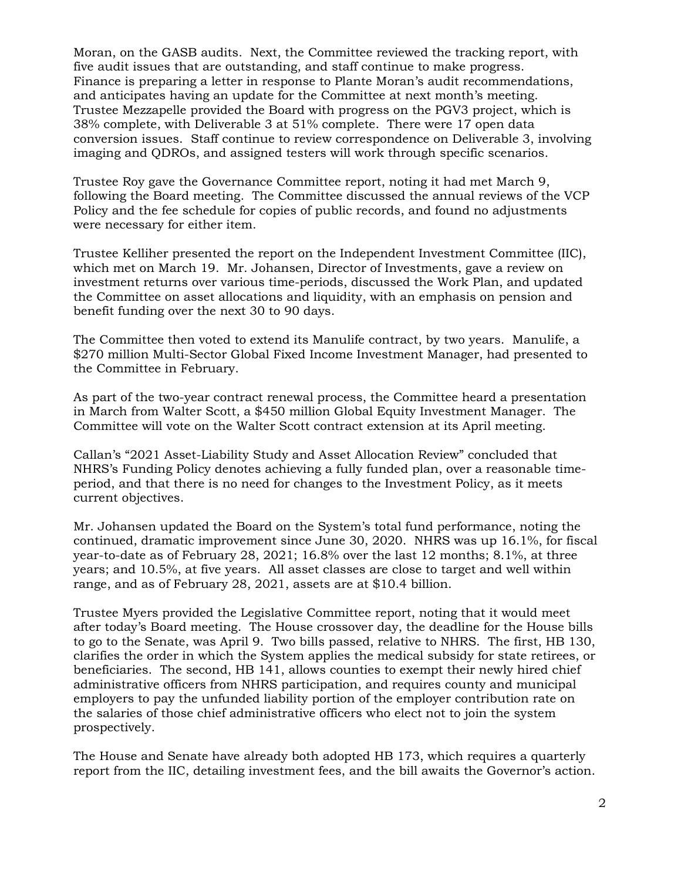Moran, on the GASB audits. Next, the Committee reviewed the tracking report, with five audit issues that are outstanding, and staff continue to make progress. Finance is preparing a letter in response to Plante Moran's audit recommendations, and anticipates having an update for the Committee at next month's meeting. Trustee Mezzapelle provided the Board with progress on the PGV3 project, which is 38% complete, with Deliverable 3 at 51% complete. There were 17 open data conversion issues. Staff continue to review correspondence on Deliverable 3, involving imaging and QDROs, and assigned testers will work through specific scenarios.

Trustee Roy gave the Governance Committee report, noting it had met March 9, following the Board meeting. The Committee discussed the annual reviews of the VCP Policy and the fee schedule for copies of public records, and found no adjustments were necessary for either item.

Trustee Kelliher presented the report on the Independent Investment Committee (IIC), which met on March 19. Mr. Johansen, Director of Investments, gave a review on investment returns over various time-periods, discussed the Work Plan, and updated the Committee on asset allocations and liquidity, with an emphasis on pension and benefit funding over the next 30 to 90 days.

The Committee then voted to extend its Manulife contract, by two years. Manulife, a $270 million Multi-Sector Global Fixed Income Investment Manager, had presented to the Committee in February.

As part of the two-year contract renewal process, the Committee heard a presentation in March from Walter Scott, a $450 million Global Equity Investment Manager. The Committee will vote on the Walter Scott contract extension at its April meeting.

Callan's "2021 Asset-Liability Study and Asset Allocation Review" concluded that NHRS's Funding Policy denotes achieving a fully funded plan, over a reasonable time-period, and that there is no need for changes to the Investment Policy, as it meets current objectives.

Mr. Johansen updated the Board on the System's total fund performance, noting the continued, dramatic improvement since June 30, 2020. NHRS was up 16.1%, for fiscal year-to-date as of February 28, 2021; 16.8% over the last 12 months; 8.1%, at three years; and 10.5%, at five years. All asset classes are close to target and well within range, and as of February 28, 2021, assets are at $10.4 billion.

Trustee Myers provided the Legislative Committee report, noting that it would meet after today's Board meeting. The House crossover day, the deadline for the House bills to go to the Senate, was April 9. Two bills passed, relative to NHRS. The first, HB 130, clarifies the order in which the System applies the medical subsidy for state retirees, or beneficiaries. The second, HB 141, allows counties to exempt their newly hired chief administrative officers from NHRS participation, and requires county and municipal employers to pay the unfunded liability portion of the employer contribution rate on the salaries of those chief administrative officers who elect not to join the system prospectively.

The House and Senate have already both adopted HB 173, which requires a quarterly report from the IIC, detailing investment fees, and the bill awaits the Governor's action.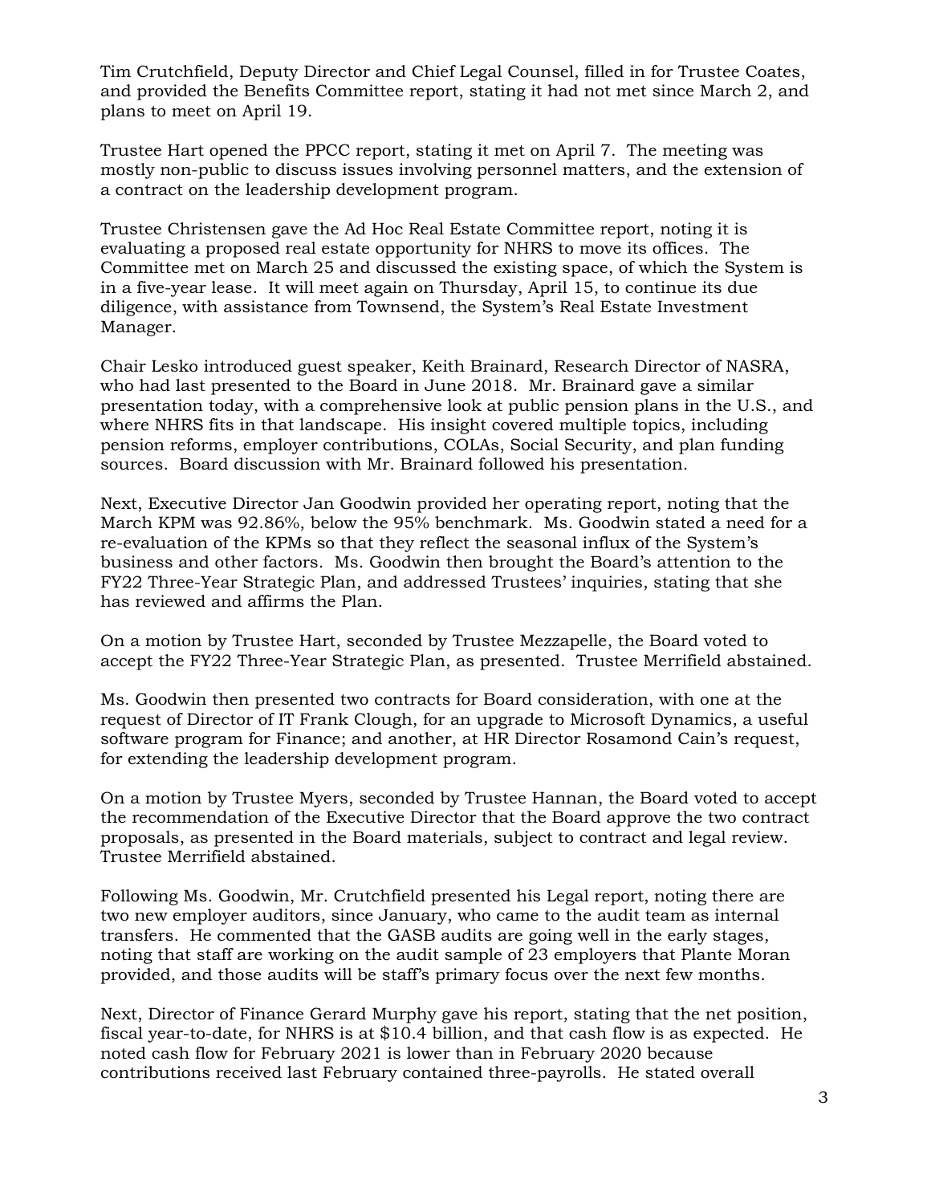Tim Crutchfield, Deputy Director and Chief Legal Counsel, filled in for Trustee Coates, and provided the Benefits Committee report, stating it had not met since March 2, and plans to meet on April 19.

Trustee Hart opened the PPCC report, stating it met on April 7. The meeting was mostly non-public to discuss issues involving personnel matters, and the extension of a contract on the leadership development program.

Trustee Christensen gave the Ad Hoc Real Estate Committee report, noting it is evaluating a proposed real estate opportunity for NHRS to move its offices. The Committee met on March 25 and discussed the existing space, of which the System is in a five-year lease. It will meet again on Thursday, April 15, to continue its due diligence, with assistance from Townsend, the System's Real Estate Investment Manager.

Chair Lesko introduced guest speaker, Keith Brainard, Research Director of NASRA, who had last presented to the Board in June 2018. Mr. Brainard gave a similar presentation today, with a comprehensive look at public pension plans in the U.S., and where NHRS fits in that landscape. His insight covered multiple topics, including pension reforms, employer contributions, COLAs, Social Security, and plan funding sources. Board discussion with Mr. Brainard followed his presentation.

Next, Executive Director Jan Goodwin provided her operating report, noting that the March KPM was 92.86%, below the 95% benchmark. Ms. Goodwin stated a need for a re-evaluation of the KPMs so that they reflect the seasonal influx of the System's business and other factors. Ms. Goodwin then brought the Board's attention to the FY22 Three-Year Strategic Plan, and addressed Trustees' inquiries, stating that she has reviewed and affirms the Plan.

On a motion by Trustee Hart, seconded by Trustee Mezzapelle, the Board voted to accept the FY22 Three-Year Strategic Plan, as presented. Trustee Merrifield abstained.

Ms. Goodwin then presented two contracts for Board consideration, with one at the request of Director of IT Frank Clough, for an upgrade to Microsoft Dynamics, a useful software program for Finance; and another, at HR Director Rosamond Cain's request, for extending the leadership development program.

On a motion by Trustee Myers, seconded by Trustee Hannan, the Board voted to accept the recommendation of the Executive Director that the Board approve the two contract proposals, as presented in the Board materials, subject to contract and legal review. Trustee Merrifield abstained.

Following Ms. Goodwin, Mr. Crutchfield presented his Legal report, noting there are two new employer auditors, since January, who came to the audit team as internal transfers. He commented that the GASB audits are going well in the early stages, noting that staff are working on the audit sample of 23 employers that Plante Moran provided, and those audits will be staff's primary focus over the next few months.

Next, Director of Finance Gerard Murphy gave his report, stating that the net position, fiscal year-to-date, for NHRS is at $10.4 billion, and that cash flow is as expected. He noted cash flow for February 2021 is lower than in February 2020 because contributions received last February contained three-payrolls. He stated overall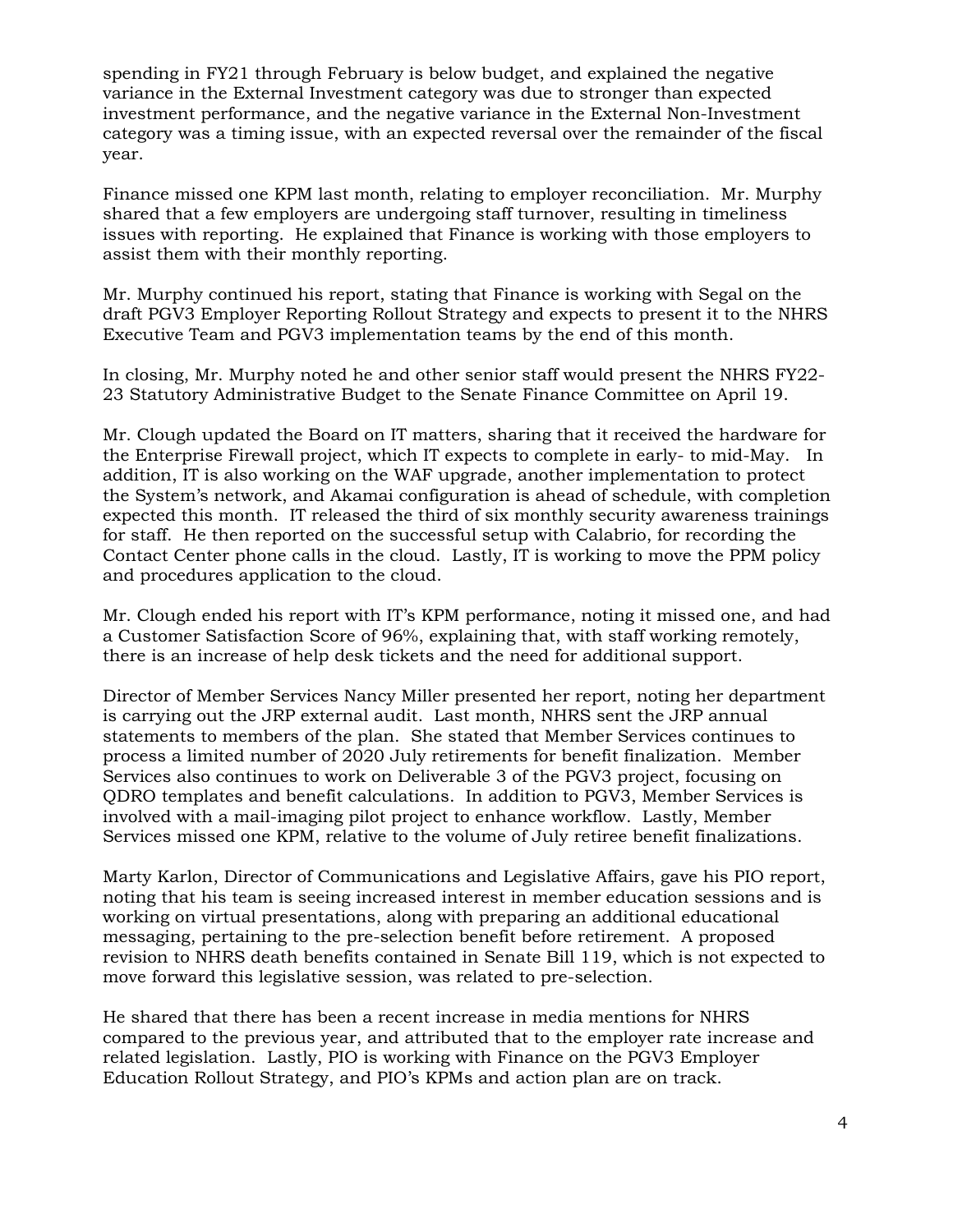spending in FY21 through February is below budget, and explained the negative variance in the External Investment category was due to stronger than expected investment performance, and the negative variance in the External Non-Investment category was a timing issue, with an expected reversal over the remainder of the fiscal year.

Finance missed one KPM last month, relating to employer reconciliation. Mr. Murphy shared that a few employers are undergoing staff turnover, resulting in timeliness issues with reporting. He explained that Finance is working with those employers to assist them with their monthly reporting.

Mr. Murphy continued his report, stating that Finance is working with Segal on the draft PGV3 Employer Reporting Rollout Strategy and expects to present it to the NHRS Executive Team and PGV3 implementation teams by the end of this month.

In closing, Mr. Murphy noted he and other senior staff would present the NHRS FY22-23 Statutory Administrative Budget to the Senate Finance Committee on April 19.

Mr. Clough updated the Board on IT matters, sharing that it received the hardware for the Enterprise Firewall project, which IT expects to complete in early- to mid-May. In addition, IT is also working on the WAF upgrade, another implementation to protect the System's network, and Akamai configuration is ahead of schedule, with completion expected this month. IT released the third of six monthly security awareness trainings for staff. He then reported on the successful setup with Calabrio, for recording the Contact Center phone calls in the cloud. Lastly, IT is working to move the PPM policy and procedures application to the cloud.

Mr. Clough ended his report with IT's KPM performance, noting it missed one, and had a Customer Satisfaction Score of 96%, explaining that, with staff working remotely, there is an increase of help desk tickets and the need for additional support.

Director of Member Services Nancy Miller presented her report, noting her department is carrying out the JRP external audit. Last month, NHRS sent the JRP annual statements to members of the plan. She stated that Member Services continues to process a limited number of 2020 July retirements for benefit finalization. Member Services also continues to work on Deliverable 3 of the PGV3 project, focusing on QDRO templates and benefit calculations. In addition to PGV3, Member Services is involved with a mail-imaging pilot project to enhance workflow. Lastly, Member Services missed one KPM, relative to the volume of July retiree benefit finalizations.

Marty Karlon, Director of Communications and Legislative Affairs, gave his PIO report, noting that his team is seeing increased interest in member education sessions and is working on virtual presentations, along with preparing an additional educational messaging, pertaining to the pre-selection benefit before retirement. A proposed revision to NHRS death benefits contained in Senate Bill 119, which is not expected to move forward this legislative session, was related to pre-selection.

He shared that there has been a recent increase in media mentions for NHRS compared to the previous year, and attributed that to the employer rate increase and related legislation. Lastly, PIO is working with Finance on the PGV3 Employer Education Rollout Strategy, and PIO's KPMs and action plan are on track.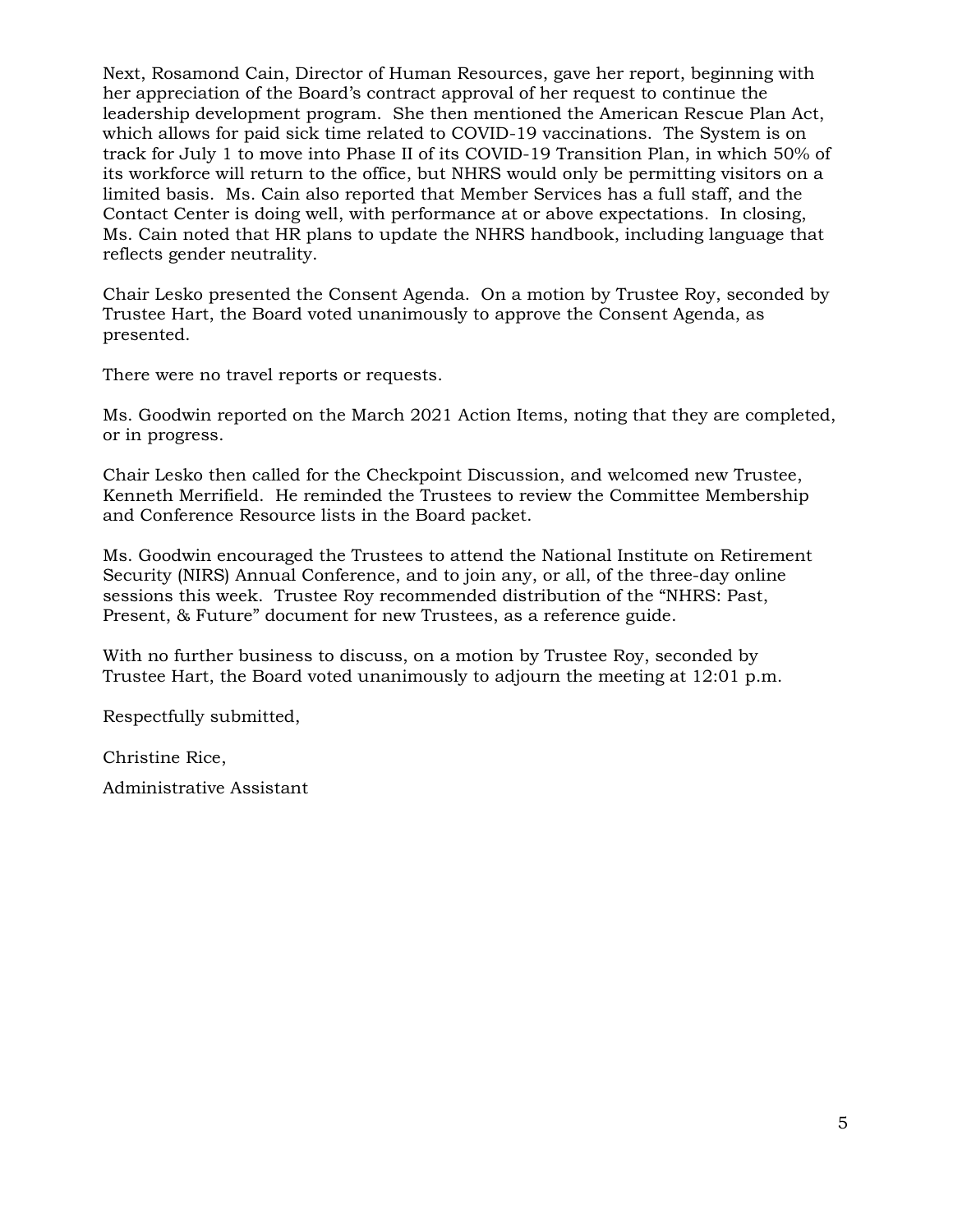Next, Rosamond Cain, Director of Human Resources, gave her report, beginning with her appreciation of the Board's contract approval of her request to continue the leadership development program. She then mentioned the American Rescue Plan Act, which allows for paid sick time related to COVID-19 vaccinations. The System is on track for July 1 to move into Phase II of its COVID-19 Transition Plan, in which 50% of its workforce will return to the office, but NHRS would only be permitting visitors on a limited basis. Ms. Cain also reported that Member Services has a full staff, and the Contact Center is doing well, with performance at or above expectations. In closing, Ms. Cain noted that HR plans to update the NHRS handbook, including language that reflects gender neutrality.

Chair Lesko presented the Consent Agenda. On a motion by Trustee Roy, seconded by Trustee Hart, the Board voted unanimously to approve the Consent Agenda, as presented.

There were no travel reports or requests.

Ms. Goodwin reported on the March 2021 Action Items, noting that they are completed, or in progress.

Chair Lesko then called for the Checkpoint Discussion, and welcomed new Trustee, Kenneth Merrifield. He reminded the Trustees to review the Committee Membership and Conference Resource lists in the Board packet.

Ms. Goodwin encouraged the Trustees to attend the National Institute on Retirement Security (NIRS) Annual Conference, and to join any, or all, of the three-day online sessions this week. Trustee Roy recommended distribution of the "NHRS: Past, Present, & Future" document for new Trustees, as a reference guide.

With no further business to discuss, on a motion by Trustee Roy, seconded by Trustee Hart, the Board voted unanimously to adjourn the meeting at 12:01 p.m.

Respectfully submitted,

Christine Rice,

Administrative Assistant